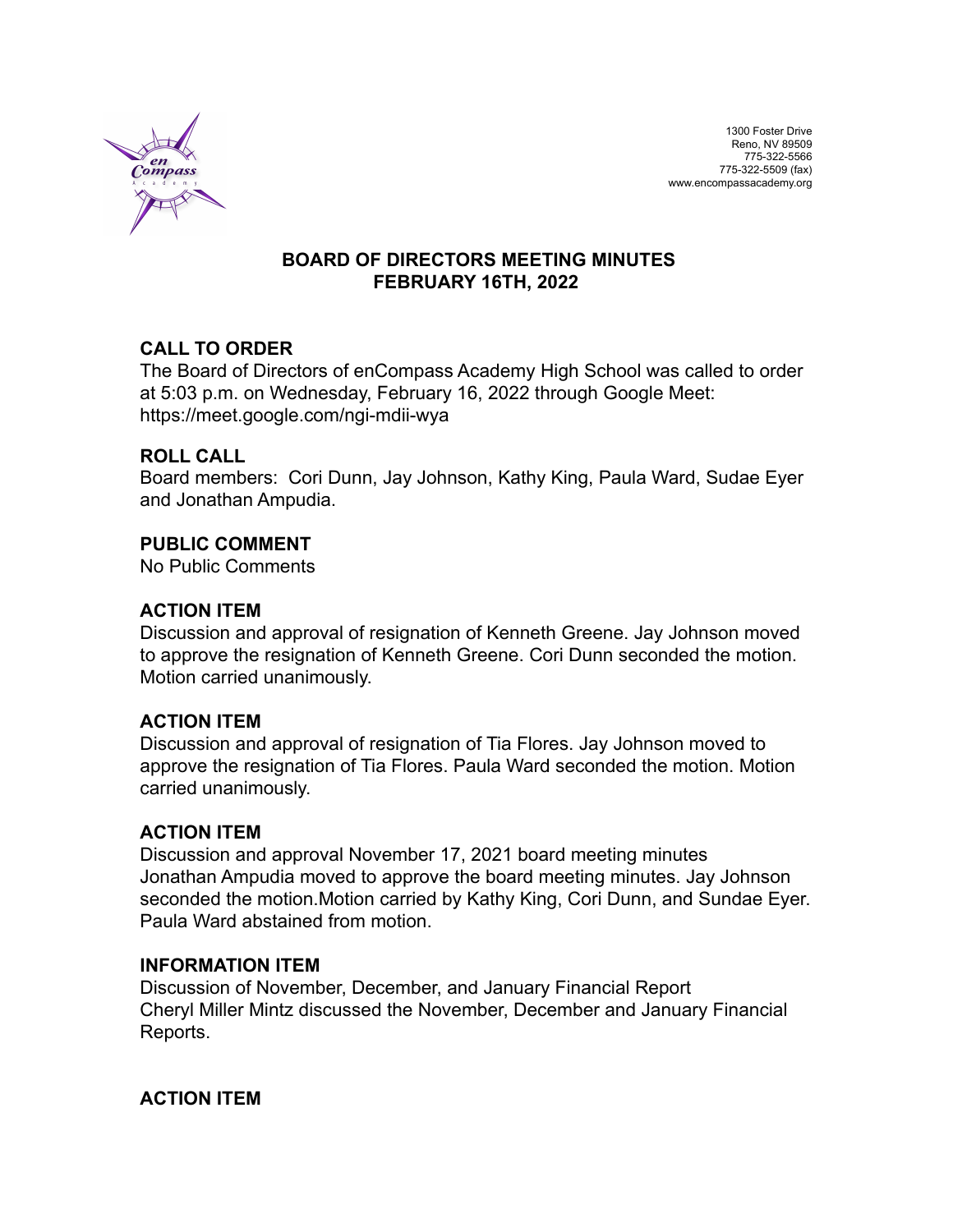1300 Foster Drive
Reno, NV 89509
775-322-5566
775-322-5509 (fax)
www.encompassacademy.org

# BOARD OF DIRECTORS MEETING MINUTES
# FEBRUARY 16TH, 2022

## CALL TO ORDER

The Board of Directors of enCompass Academy High School was called to order at 5:03 p.m. on Wednesday, February 16, 2022 through Google Meet: https://meet.google.com/ngi-mdii-wya

## ROLL CALL

Board members: Cori Dunn, Jay Johnson, Kathy King, Paula Ward, Sudae Eyer and Jonathan Ampudia.

## PUBLIC COMMENT

No Public Comments

## ACTION ITEM

Discussion and approval of resignation of Kenneth Greene. Jay Johnson moved to approve the resignation of Kenneth Greene. Cori Dunn seconded the motion. Motion carried unanimously.

## ACTION ITEM

Discussion and approval of resignation of Tia Flores. Jay Johnson moved to approve the resignation of Tia Flores. Paula Ward seconded the motion. Motion carried unanimously.

## ACTION ITEM

Discussion and approval November 17, 2021 board meeting minutes
Jonathan Ampudia moved to approve the board meeting minutes. Jay Johnson seconded the motion.Motion carried by Kathy King, Cori Dunn, and Sundae Eyer. Paula Ward abstained from motion.

## INFORMATION ITEM

Discussion of November, December, and January Financial Report
Cheryl Miller Mintz discussed the November, December and January Financial Reports.

## ACTION ITEM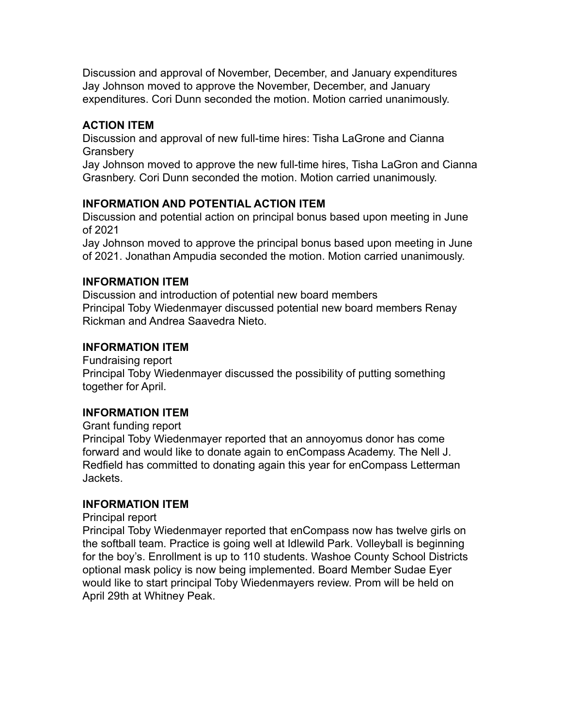Discussion and approval of November, December, and January expenditures
Jay Johnson moved to approve the November, December, and January expenditures. Cori Dunn seconded the motion. Motion carried unanimously.

**ACTION ITEM**

Discussion and approval of new full-time hires: Tisha LaGrone and Cianna Gransbery
Jay Johnson moved to approve the new full-time hires, Tisha LaGron and Cianna Grasnbery. Cori Dunn seconded the motion. Motion carried unanimously.

**INFORMATION AND POTENTIAL ACTION ITEM**

Discussion and potential action on principal bonus based upon meeting in June of 2021
Jay Johnson moved to approve the principal bonus based upon meeting in June of 2021. Jonathan Ampudia seconded the motion. Motion carried unanimously.

**INFORMATION ITEM**

Discussion and introduction of potential new board members
Principal Toby Wiedenmayer discussed potential new board members Renay Rickman and Andrea Saavedra Nieto.

**INFORMATION ITEM**

Fundraising report
Principal Toby Wiedenmayer discussed the possibility of putting something together for April.

**INFORMATION ITEM**

Grant funding report
Principal Toby Wiedenmayer reported that an annoyomus donor has come forward and would like to donate again to enCompass Academy. The Nell J. Redfield has committed to donating again this year for enCompass Letterman Jackets.

**INFORMATION ITEM**

Principal report
Principal Toby Wiedenmayer reported that enCompass now has twelve girls on the softball team. Practice is going well at Idlewild Park. Volleyball is beginning for the boy's. Enrollment is up to 110 students. Washoe County School Districts optional mask policy is now being implemented. Board Member Sudae Eyer would like to start principal Toby Wiedenmayers review. Prom will be held on April 29th at Whitney Peak.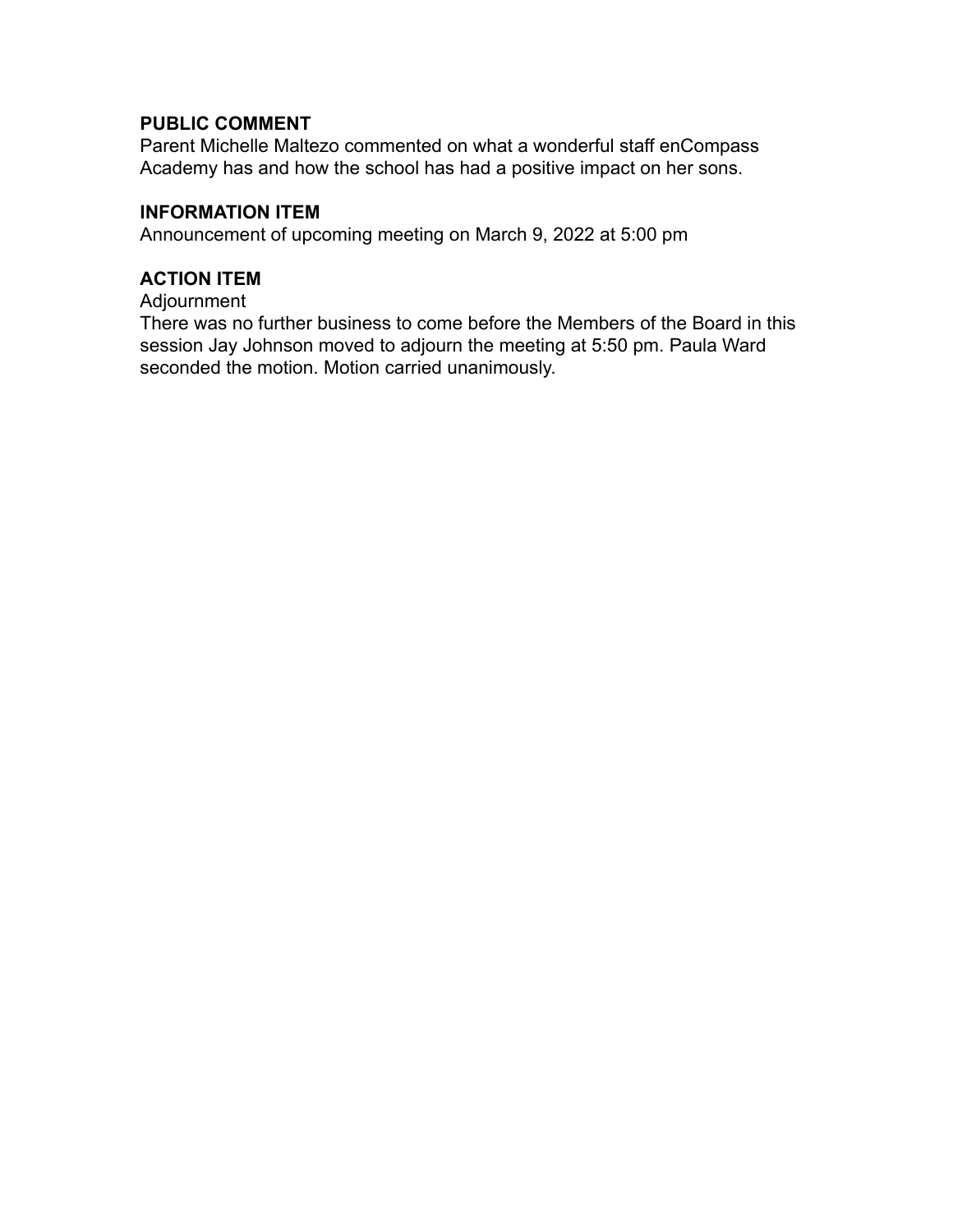**PUBLIC COMMENT**
Parent Michelle Maltezo commented on what a wonderful staff enCompass Academy has and how the school has had a positive impact on her sons.

**INFORMATION ITEM**
Announcement of upcoming meeting on March 9, 2022 at 5:00 pm

**ACTION ITEM**
Adjournment
There was no further business to come before the Members of the Board in this session Jay Johnson moved to adjourn the meeting at 5:50 pm. Paula Ward seconded the motion. Motion carried unanimously.